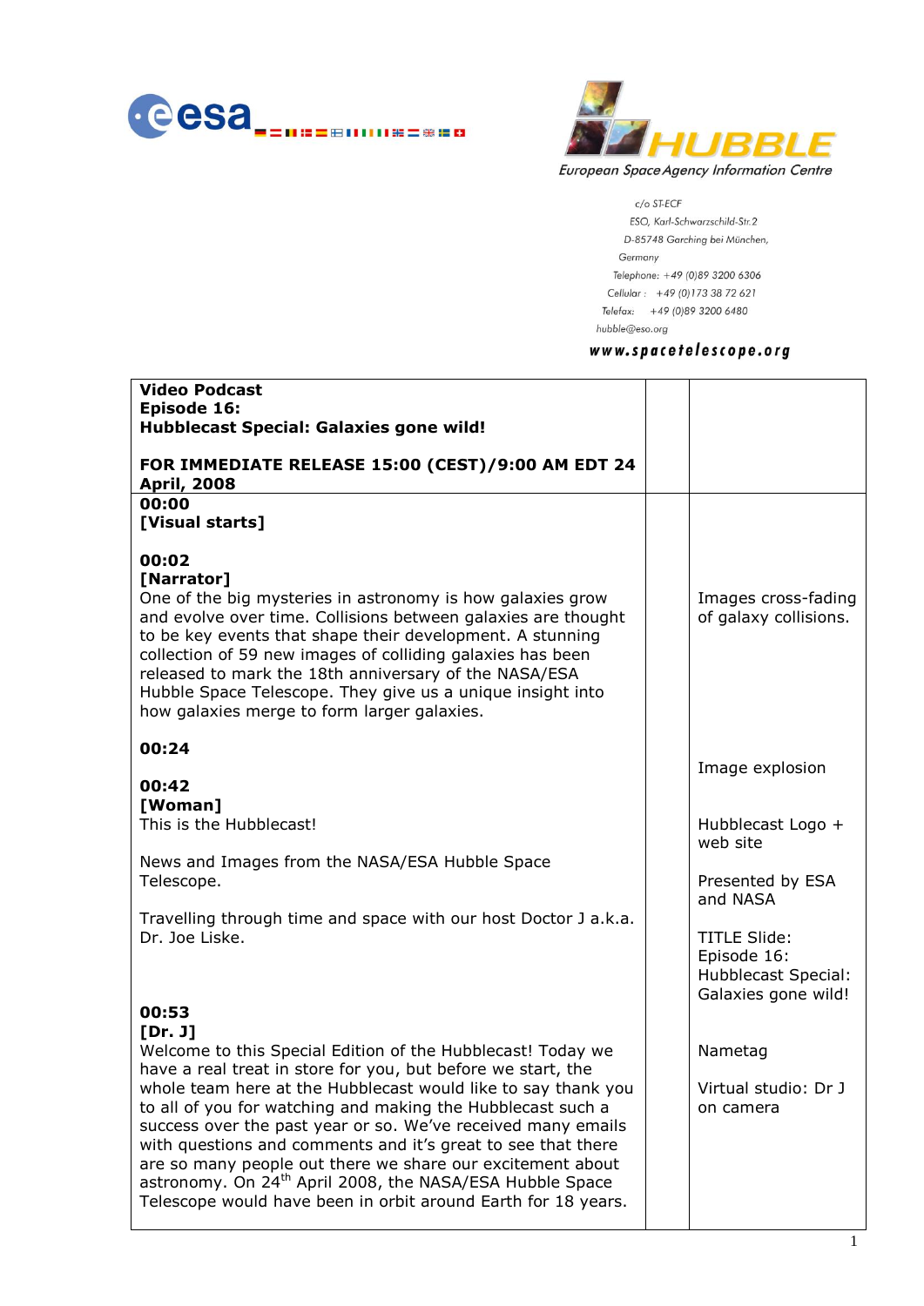esa

HUBBLE
European Space Agency Information Centre

c/o ST-ECF
ESO, Karl-Schwarzschild-Str.2
D-85748 Garching bei München,
Germany
Telephone: +49 (0)89 3200 6306
Cellular : +49 (0)173 38 72 621
Telefax: +49 (0)89 3200 6480
hubble@eso.org

www.spacetelescope.org

| **Video Podcast**<br>**Episode 16:**<br>**Hubblecast Special: Galaxies gone wild!**<br><br>**FOR IMMEDIATE RELEASE 15:00 (CEST)/9:00 AM EDT 24 April, 2008** | | |
|---|---|---|
| **00:00**<br>**[Visual starts]**<br><br>**00:02**<br>**[Narrator]**<br>One of the big mysteries in astronomy is how galaxies grow and evolve over time. Collisions between galaxies are thought to be key events that shape their development. A stunning collection of 59 new images of colliding galaxies has been released to mark the 18th anniversary of the NASA/ESA Hubble Space Telescope. They give us a unique insight into how galaxies merge to form larger galaxies.<br><br>**00:24**<br><br>**00:42**<br>**[Woman]**<br>This is the Hubblecast!<br><br>News and Images from the NASA/ESA Hubble Space Telescope.<br><br>Travelling through time and space with our host Doctor J a.k.a. Dr. Joe Liske.<br><br>**00:53**<br>**[Dr. J]**<br>Welcome to this Special Edition of the Hubblecast! Today we have a real treat in store for you, but before we start, the whole team here at the Hubblecast would like to say thank you to all of you for watching and making the Hubblecast such a success over the past year or so. We've received many emails with questions and comments and it's great to see that there are so many people out there we share our excitement about astronomy. On 24th April 2008, the NASA/ESA Hubble Space Telescope would have been in orbit around Earth for 18 years. | | Images cross-fading of galaxy collisions.<br><br>Image explosion<br><br>Hubblecast Logo + web site<br><br>Presented by ESA and NASA<br><br>TITLE Slide: Episode 16: Hubblecast Special: Galaxies gone wild!<br><br>Nametag<br><br>Virtual studio: Dr J on camera |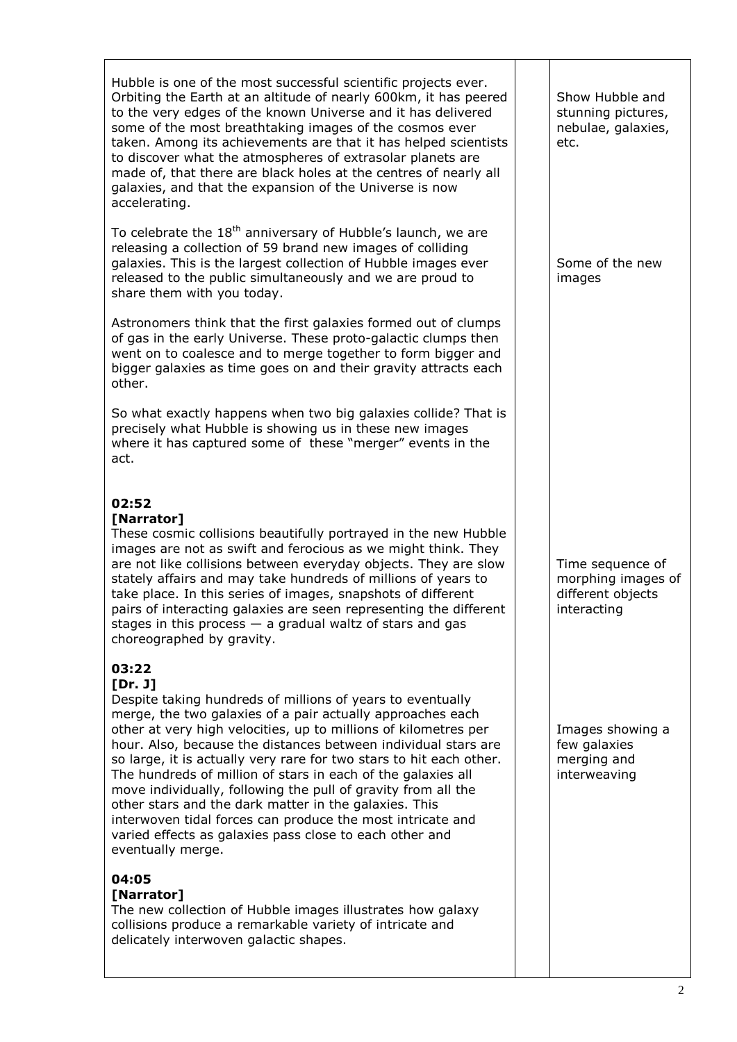| | | |
|---|---|---|
| Hubble is one of the most successful scientific projects ever. Orbiting the Earth at an altitude of nearly 600km, it has peered to the very edges of the known Universe and it has delivered some of the most breathtaking images of the cosmos ever taken. Among its achievements are that it has helped scientists to discover what the atmospheres of extrasolar planets are made of, that there are black holes at the centres of nearly all galaxies, and that the expansion of the Universe is now accelerating. | | Show Hubble and stunning pictures, nebulae, galaxies, etc. |
| To celebrate the 18th anniversary of Hubble's launch, we are releasing a collection of 59 brand new images of colliding galaxies. This is the largest collection of Hubble images ever released to the public simultaneously and we are proud to share them with you today. | | Some of the new images |
| Astronomers think that the first galaxies formed out of clumps of gas in the early Universe. These proto-galactic clumps then went on to coalesce and to merge together to form bigger and bigger galaxies as time goes on and their gravity attracts each other. | | |
| So what exactly happens when two big galaxies collide? That is precisely what Hubble is showing us in these new images where it has captured some of these "merger" events in the act. | | |
| **02:52** **[Narrator]** These cosmic collisions beautifully portrayed in the new Hubble images are not as swift and ferocious as we might think. They are not like collisions between everyday objects. They are slow stately affairs and may take hundreds of millions of years to take place. In this series of images, snapshots of different pairs of interacting galaxies are seen representing the different stages in this process — a gradual waltz of stars and gas choreographed by gravity. | | Time sequence of morphing images of different objects interacting |
| **03:22** **[Dr. J]** Despite taking hundreds of millions of years to eventually merge, the two galaxies of a pair actually approaches each other at very high velocities, up to millions of kilometres per hour. Also, because the distances between individual stars are so large, it is actually very rare for two stars to hit each other. The hundreds of million of stars in each of the galaxies all move individually, following the pull of gravity from all the other stars and the dark matter in the galaxies. This interwoven tidal forces can produce the most intricate and varied effects as galaxies pass close to each other and eventually merge. | | Images showing a few galaxies merging and interweaving |
| **04:05** **[Narrator]** The new collection of Hubble images illustrates how galaxy collisions produce a remarkable variety of intricate and delicately interwoven galactic shapes. | | |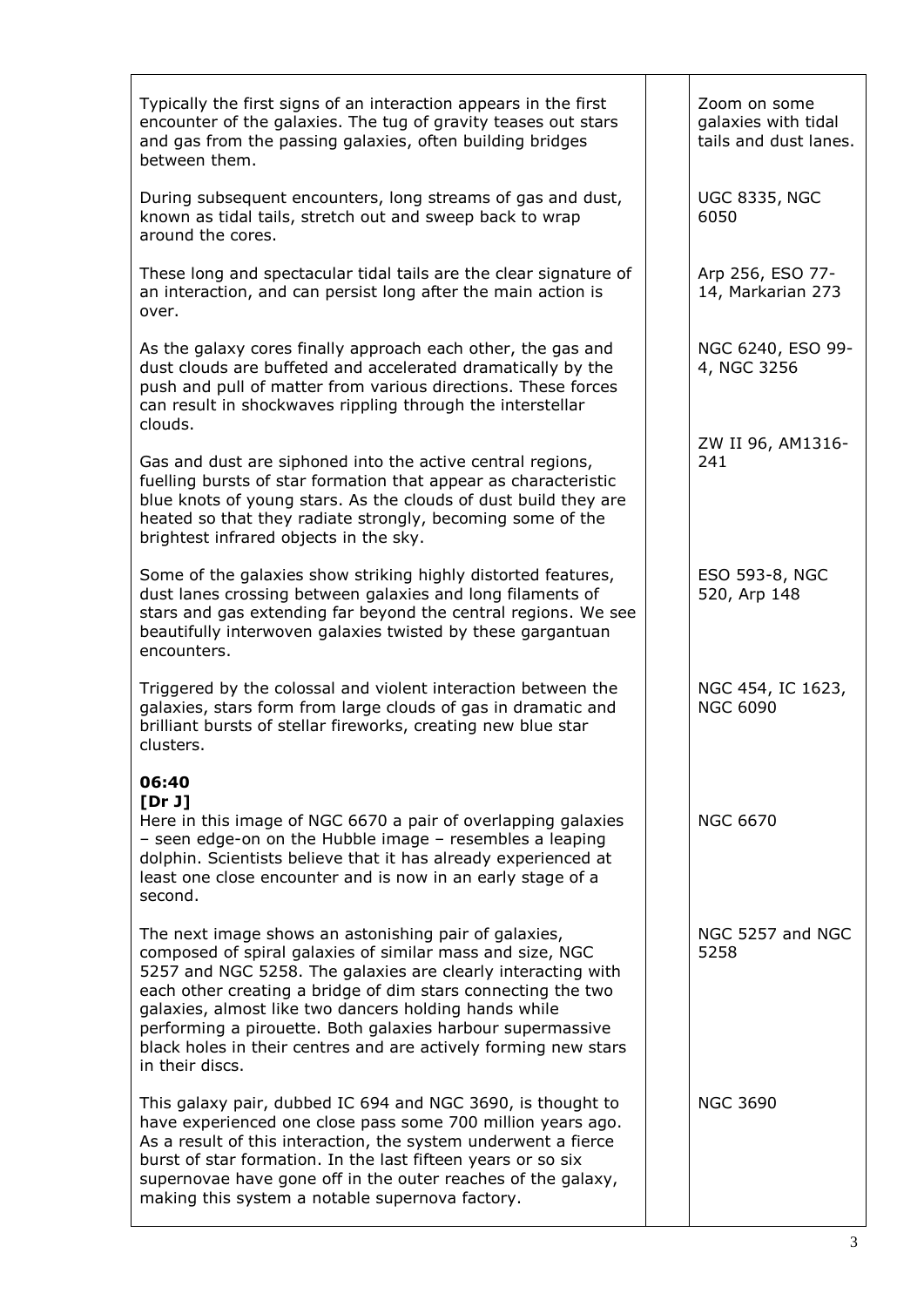| | | |
|---|---|---|
| Typically the first signs of an interaction appears in the first encounter of the galaxies. The tug of gravity teases out stars and gas from the passing galaxies, often building bridges between them. | | Zoom on some galaxies with tidal tails and dust lanes. |
| During subsequent encounters, long streams of gas and dust, known as tidal tails, stretch out and sweep back to wrap around the cores. | | UGC 8335, NGC 6050 |
| These long and spectacular tidal tails are the clear signature of an interaction, and can persist long after the main action is over. | | Arp 256, ESO 77-14, Markarian 273 |
| As the galaxy cores finally approach each other, the gas and dust clouds are buffeted and accelerated dramatically by the push and pull of matter from various directions. These forces can result in shockwaves rippling through the interstellar clouds. | | NGC 6240, ESO 99-4, NGC 3256 |
| Gas and dust are siphoned into the active central regions, fuelling bursts of star formation that appear as characteristic blue knots of young stars. As the clouds of dust build they are heated so that they radiate strongly, becoming some of the brightest infrared objects in the sky. | | ZW II 96, AM1316-241 |
| Some of the galaxies show striking highly distorted features, dust lanes crossing between galaxies and long filaments of stars and gas extending far beyond the central regions. We see beautifully interwoven galaxies twisted by these gargantuan encounters. | | ESO 593-8, NGC 520, Arp 148 |
| Triggered by the colossal and violent interaction between the galaxies, stars form from large clouds of gas in dramatic and brilliant bursts of stellar fireworks, creating new blue star clusters. | | NGC 454, IC 1623, NGC 6090 |
| **06:40** **[Dr J]** Here in this image of NGC 6670 a pair of overlapping galaxies – seen edge-on on the Hubble image – resembles a leaping dolphin. Scientists believe that it has already experienced at least one close encounter and is now in an early stage of a second. | | NGC 6670 |
| The next image shows an astonishing pair of galaxies, composed of spiral galaxies of similar mass and size, NGC 5257 and NGC 5258. The galaxies are clearly interacting with each other creating a bridge of dim stars connecting the two galaxies, almost like two dancers holding hands while performing a pirouette. Both galaxies harbour supermassive black holes in their centres and are actively forming new stars in their discs. | | NGC 5257 and NGC 5258 |
| This galaxy pair, dubbed IC 694 and NGC 3690, is thought to have experienced one close pass some 700 million years ago. As a result of this interaction, the system underwent a fierce burst of star formation. In the last fifteen years or so six supernovae have gone off in the outer reaches of the galaxy, making this system a notable supernova factory. | | NGC 3690 |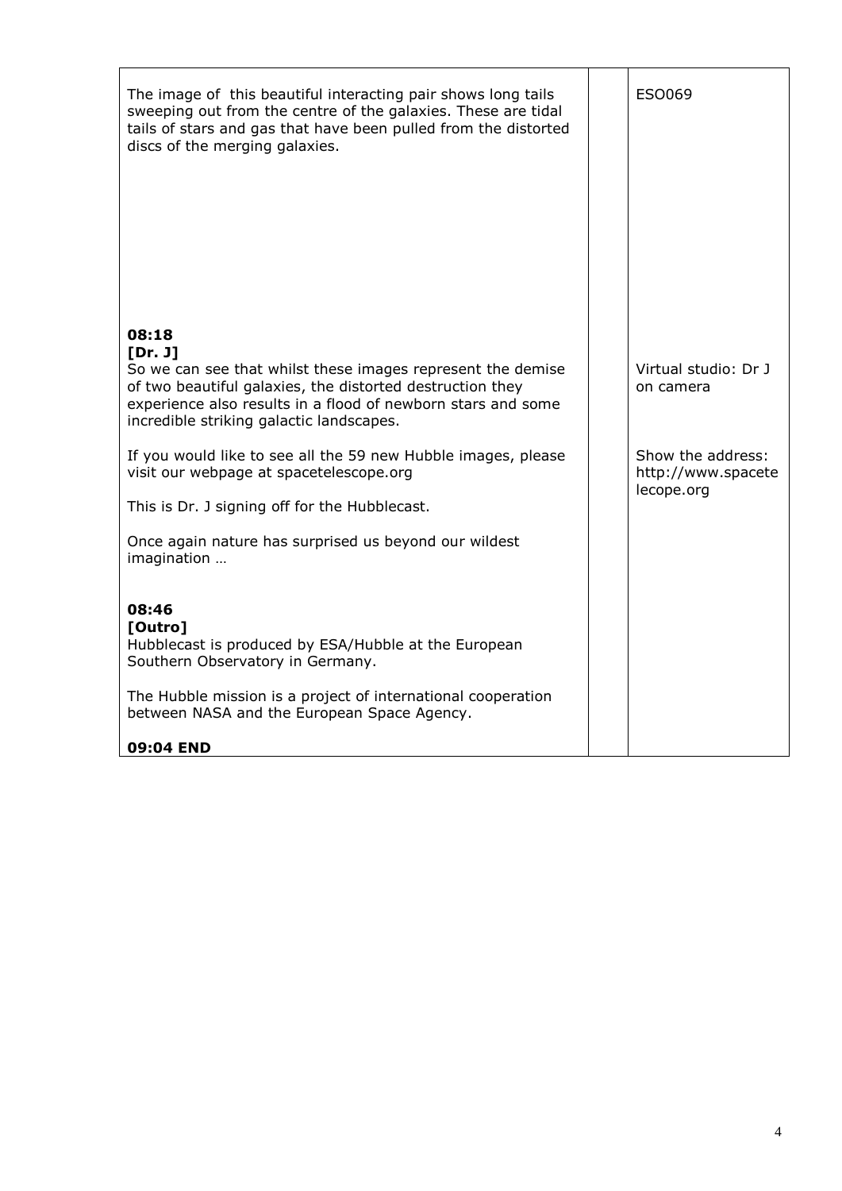| | | |
|---|---|---|
| The image of this beautiful interacting pair shows long tails sweeping out from the centre of the galaxies. These are tidal tails of stars and gas that have been pulled from the distorted discs of the merging galaxies. | | ESO069 |
| **08:18**<br>**[Dr. J]**<br>So we can see that whilst these images represent the demise of two beautiful galaxies, the distorted destruction they experience also results in a flood of newborn stars and some incredible striking galactic landscapes. | | Virtual studio: Dr J on camera |
| If you would like to see all the 59 new Hubble images, please visit our webpage at spacetelescope.org<br><br>This is Dr. J signing off for the Hubblecast.<br><br>Once again nature has surprised us beyond our wildest imagination … | | Show the address: http://www.spacetelecope.org |
| **08:46**<br>**[Outro]**<br>Hubblecast is produced by ESA/Hubble at the European Southern Observatory in Germany.<br><br>The Hubble mission is a project of international cooperation between NASA and the European Space Agency.<br><br>**09:04 END** | | |